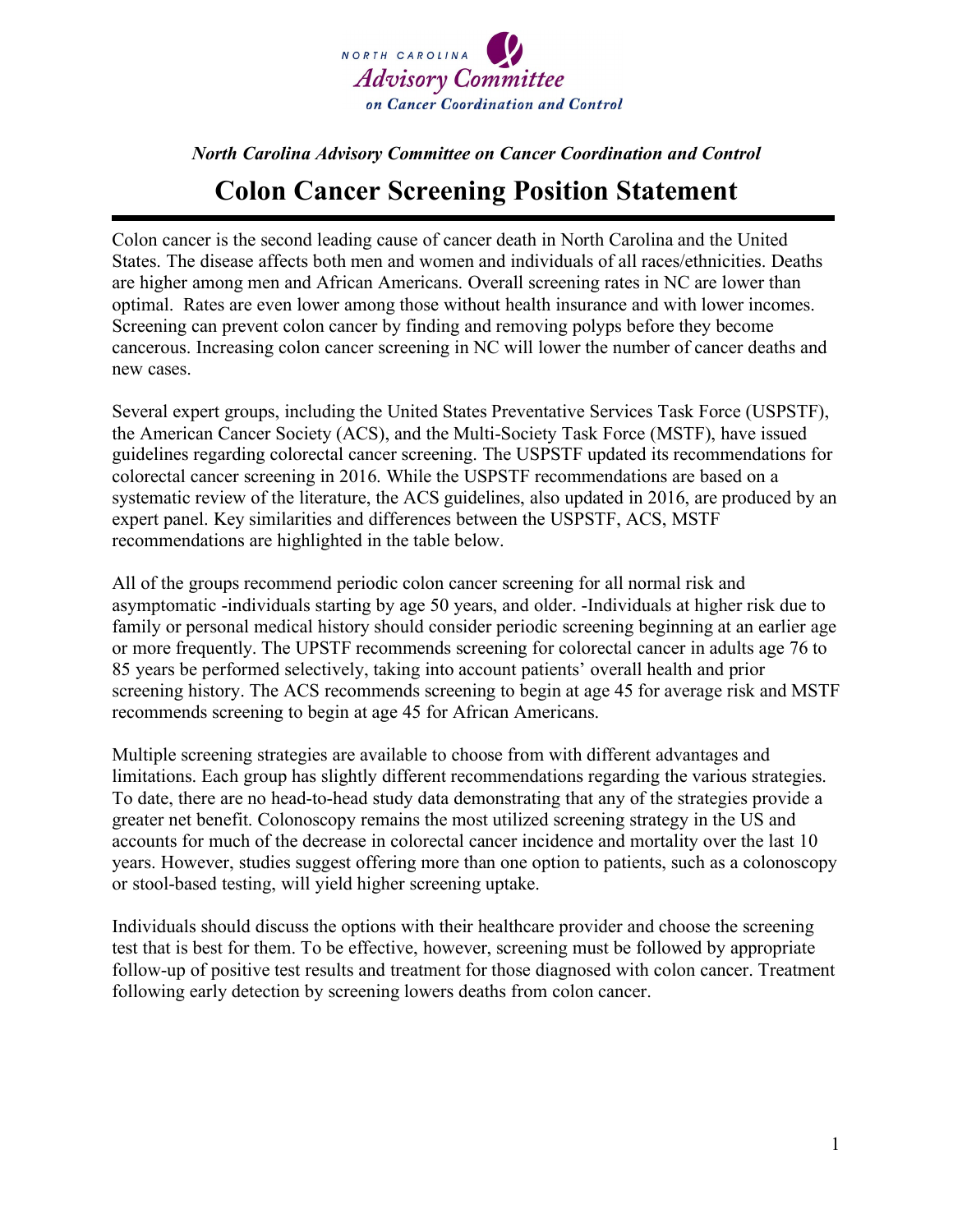NORTH CAROLINA

*Advisory Committee*

***on Cancer Coordination and Control***

*North Carolina Advisory Committee on Cancer Coordination and Control*

# Colon Cancer Screening Position Statement

Colon cancer is the second leading cause of cancer death in North Carolina and the United States. The disease affects both men and women and individuals of all races/ethnicities. Deaths are higher among men and African Americans. Overall screening rates in NC are lower than optimal. Rates are even lower among those without health insurance and with lower incomes. Screening can prevent colon cancer by finding and removing polyps before they become cancerous. Increasing colon cancer screening in NC will lower the number of cancer deaths and new cases.

Several expert groups, including the United States Preventative Services Task Force (USPSTF), the American Cancer Society (ACS), and the Multi-Society Task Force (MSTF), have issued guidelines regarding colorectal cancer screening. The USPSTF updated its recommendations for colorectal cancer screening in 2016. While the USPSTF recommendations are based on a systematic review of the literature, the ACS guidelines, also updated in 2016, are produced by an expert panel. Key similarities and differences between the USPSTF, ACS, MSTF recommendations are highlighted in the table below.

All of the groups recommend periodic colon cancer screening for all normal risk and asymptomatic -individuals starting by age 50 years, and older. -Individuals at higher risk due to family or personal medical history should consider periodic screening beginning at an earlier age or more frequently. The UPSTF recommends screening for colorectal cancer in adults age 76 to 85 years be performed selectively, taking into account patients' overall health and prior screening history. The ACS recommends screening to begin at age 45 for average risk and MSTF recommends screening to begin at age 45 for African Americans.

Multiple screening strategies are available to choose from with different advantages and limitations. Each group has slightly different recommendations regarding the various strategies. To date, there are no head-to-head study data demonstrating that any of the strategies provide a greater net benefit. Colonoscopy remains the most utilized screening strategy in the US and accounts for much of the decrease in colorectal cancer incidence and mortality over the last 10 years. However, studies suggest offering more than one option to patients, such as a colonoscopy or stool-based testing, will yield higher screening uptake.

Individuals should discuss the options with their healthcare provider and choose the screening test that is best for them. To be effective, however, screening must be followed by appropriate follow-up of positive test results and treatment for those diagnosed with colon cancer. Treatment following early detection by screening lowers deaths from colon cancer.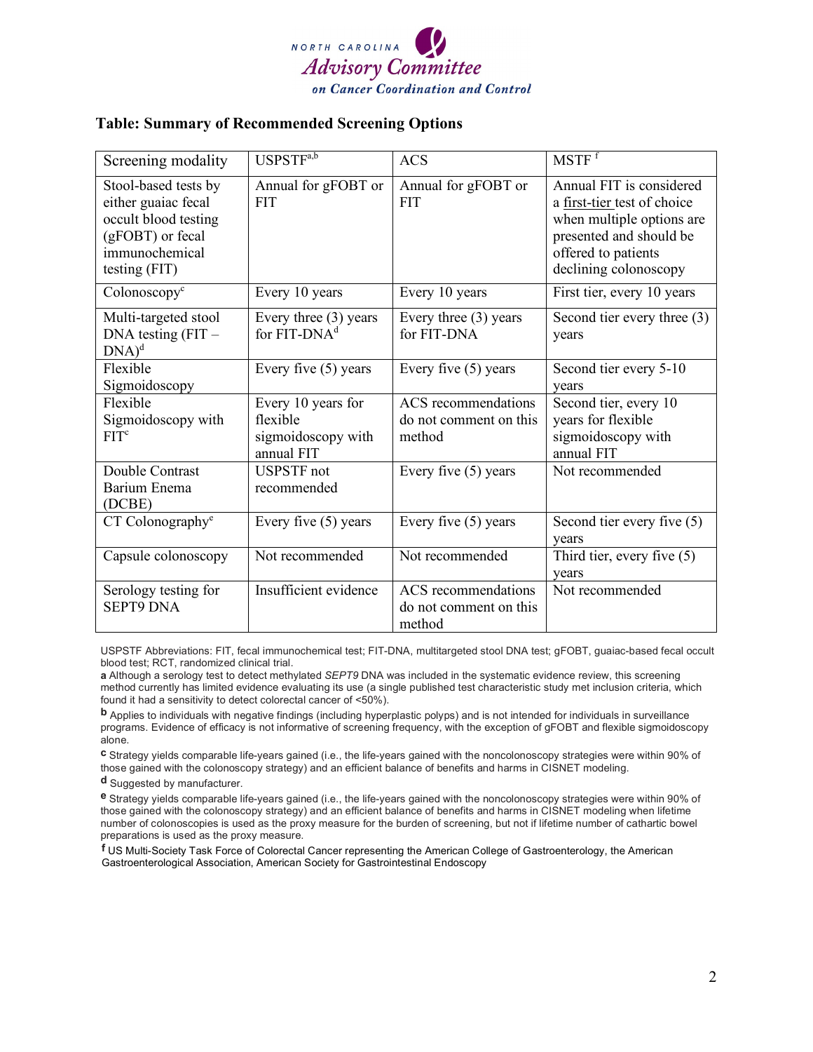NORTH CAROLINA
*Advisory Committee*
*on Cancer Coordination and Control*

**Table: Summary of Recommended Screening Options**

| Screening modality | USPSTF[a,b] | ACS | MSTF [f] |
|---|---|---|---|
| Stool-based tests by either guaiac fecal occult blood testing (gFOBT) or fecal immunochemical testing (FIT) | Annual for gFOBT or FIT | Annual for gFOBT or FIT | Annual FIT is considered a first-tier test of choice when multiple options are presented and should be offered to patients declining colonoscopy |
| Colonoscopy[c] | Every 10 years | Every 10 years | First tier, every 10 years |
| Multi-targeted stool DNA testing (FIT – DNA)[d] | Every three (3) years for FIT-DNA[d] | Every three (3) years for FIT-DNA | Second tier every three (3) years |
| Flexible Sigmoidoscopy | Every five (5) years | Every five (5) years | Second tier every 5-10 years |
| Flexible Sigmoidoscopy with FIT[c] | Every 10 years for flexible sigmoidoscopy with annual FIT | ACS recommendations do not comment on this method | Second tier, every 10 years for flexible sigmoidoscopy with annual FIT |
| Double Contrast Barium Enema (DCBE) | USPSTF not recommended | Every five (5) years | Not recommended |
| CT Colonography[e] | Every five (5) years | Every five (5) years | Second tier every five (5) years |
| Capsule colonoscopy | Not recommended | Not recommended | Third tier, every five (5) years |
| Serology testing for SEPT9 DNA | Insufficient evidence | ACS recommendations do not comment on this method | Not recommended |

USPSTF Abbreviations: FIT, fecal immunochemical test; FIT-DNA, multitargeted stool DNA test; gFOBT, guaiac-based fecal occult blood test; RCT, randomized clinical trial.

**a** Although a serology test to detect methylated *SEPT9* DNA was included in the systematic evidence review, this screening method currently has limited evidence evaluating its use (a single published test characteristic study met inclusion criteria, which found it had a sensitivity to detect colorectal cancer of <50%).

**b** Applies to individuals with negative findings (including hyperplastic polyps) and is not intended for individuals in surveillance programs. Evidence of efficacy is not informative of screening frequency, with the exception of gFOBT and flexible sigmoidoscopy alone.

**c** Strategy yields comparable life-years gained (i.e., the life-years gained with the noncolonoscopy strategies were within 90% of those gained with the colonoscopy strategy) and an efficient balance of benefits and harms in CISNET modeling.

**d** Suggested by manufacturer.

**e** Strategy yields comparable life-years gained (i.e., the life-years gained with the noncolonoscopy strategies were within 90% of those gained with the colonoscopy strategy) and an efficient balance of benefits and harms in CISNET modeling when lifetime number of colonoscopies is used as the proxy measure for the burden of screening, but not if lifetime number of cathartic bowel preparations is used as the proxy measure.

**f** US Multi-Society Task Force of Colorectal Cancer representing the American College of Gastroenterology, the American Gastroenterological Association, American Society for Gastrointestinal Endoscopy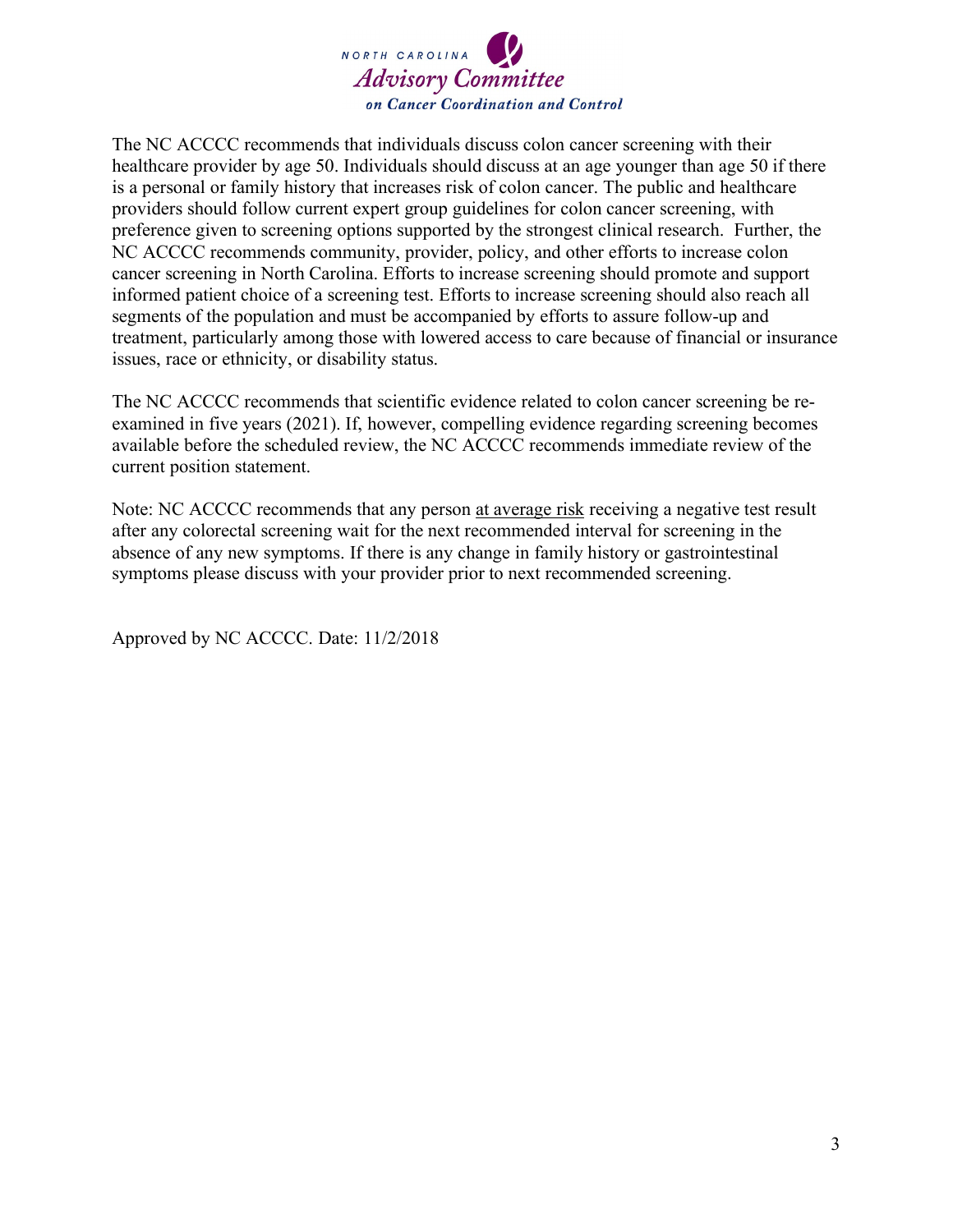The NC ACCCC recommends that individuals discuss colon cancer screening with their healthcare provider by age 50. Individuals should discuss at an age younger than age 50 if there is a personal or family history that increases risk of colon cancer. The public and healthcare providers should follow current expert group guidelines for colon cancer screening, with preference given to screening options supported by the strongest clinical research. Further, the NC ACCCC recommends community, provider, policy, and other efforts to increase colon cancer screening in North Carolina. Efforts to increase screening should promote and support informed patient choice of a screening test. Efforts to increase screening should also reach all segments of the population and must be accompanied by efforts to assure follow-up and treatment, particularly among those with lowered access to care because of financial or insurance issues, race or ethnicity, or disability status.

The NC ACCCC recommends that scientific evidence related to colon cancer screening be re-examined in five years (2021). If, however, compelling evidence regarding screening becomes available before the scheduled review, the NC ACCCC recommends immediate review of the current position statement.

Note: NC ACCCC recommends that any person at average risk receiving a negative test result after any colorectal screening wait for the next recommended interval for screening in the absence of any new symptoms. If there is any change in family history or gastrointestinal symptoms please discuss with your provider prior to next recommended screening.

Approved by NC ACCCC. Date: 11/2/2018